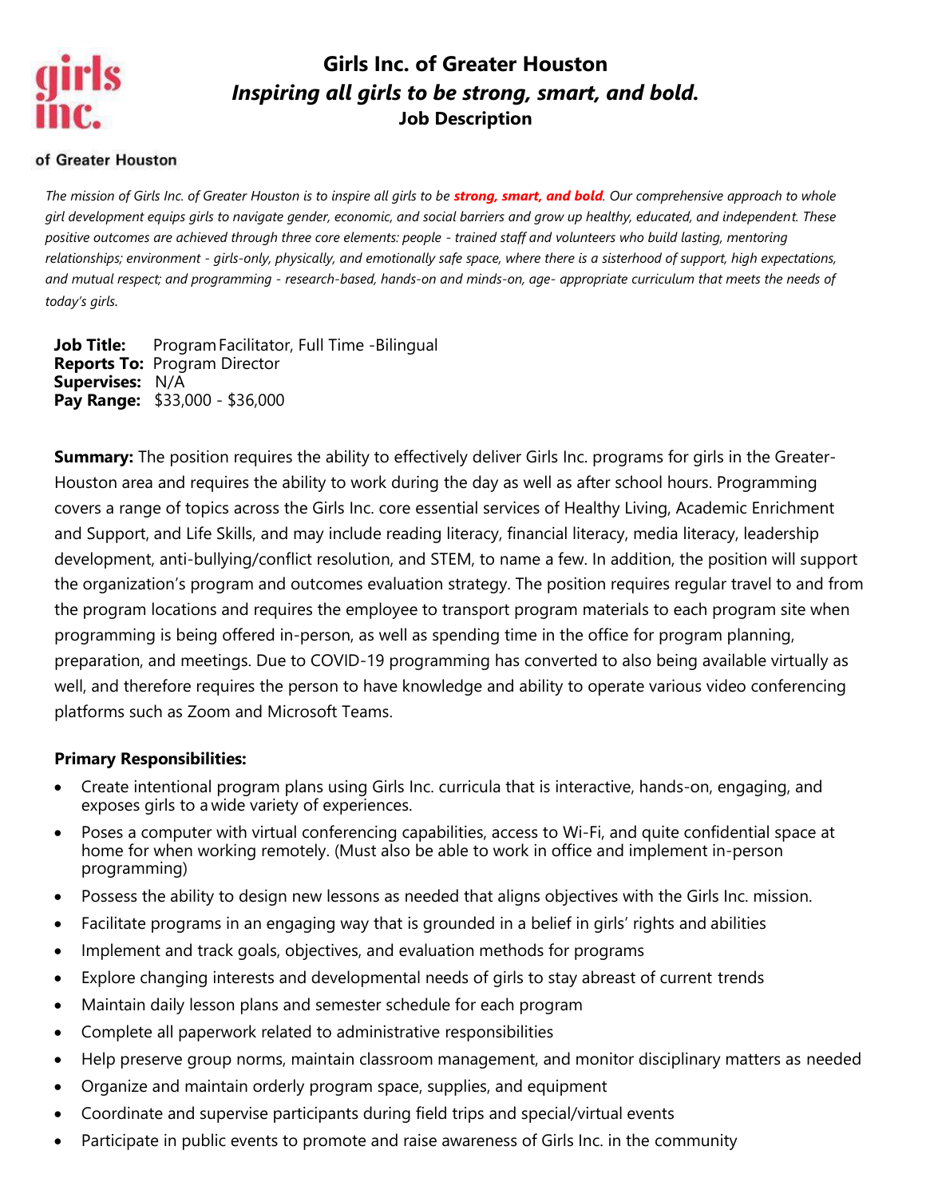girls inc.

of Greater Houston

# Girls Inc. of Greater Houston

## *Inspiring all girls to be strong, smart, and bold.*

### Job Description

*The mission of Girls Inc. of Greater Houston is to inspire all girls to be **strong, smart, and bold**. Our comprehensive approach to whole girl development equips girls to navigate gender, economic, and social barriers and grow up healthy, educated, and independent. These positive outcomes are achieved through three core elements: people - trained staff and volunteers who build lasting, mentoring relationships; environment - girls-only, physically, and emotionally safe space, where there is a sisterhood of support, high expectations, and mutual respect; and programming - research-based, hands-on and minds-on, age- appropriate curriculum that meets the needs of today's girls.*

**Job Title:** Program Facilitator, Full Time -Bilingual
**Reports To:** Program Director
**Supervises:** N/A
**Pay Range:** $33,000 - $36,000

**Summary:** The position requires the ability to effectively deliver Girls Inc. programs for girls in the Greater-Houston area and requires the ability to work during the day as well as after school hours. Programming covers a range of topics across the Girls Inc. core essential services of Healthy Living, Academic Enrichment and Support, and Life Skills, and may include reading literacy, financial literacy, media literacy, leadership development, anti-bullying/conflict resolution, and STEM, to name a few. In addition, the position will support the organization's program and outcomes evaluation strategy. The position requires regular travel to and from the program locations and requires the employee to transport program materials to each program site when programming is being offered in-person, as well as spending time in the office for program planning, preparation, and meetings. Due to COVID-19 programming has converted to also being available virtually as well, and therefore requires the person to have knowledge and ability to operate various video conferencing platforms such as Zoom and Microsoft Teams.

**Primary Responsibilities:**

- Create intentional program plans using Girls Inc. curricula that is interactive, hands-on, engaging, and exposes girls to a wide variety of experiences.
- Poses a computer with virtual conferencing capabilities, access to Wi-Fi, and quite confidential space at home for when working remotely. (Must also be able to work in office and implement in-person programming)
- Possess the ability to design new lessons as needed that aligns objectives with the Girls Inc. mission.
- Facilitate programs in an engaging way that is grounded in a belief in girls' rights and abilities
- Implement and track goals, objectives, and evaluation methods for programs
- Explore changing interests and developmental needs of girls to stay abreast of current trends
- Maintain daily lesson plans and semester schedule for each program
- Complete all paperwork related to administrative responsibilities
- Help preserve group norms, maintain classroom management, and monitor disciplinary matters as needed
- Organize and maintain orderly program space, supplies, and equipment
- Coordinate and supervise participants during field trips and special/virtual events
- Participate in public events to promote and raise awareness of Girls Inc. in the community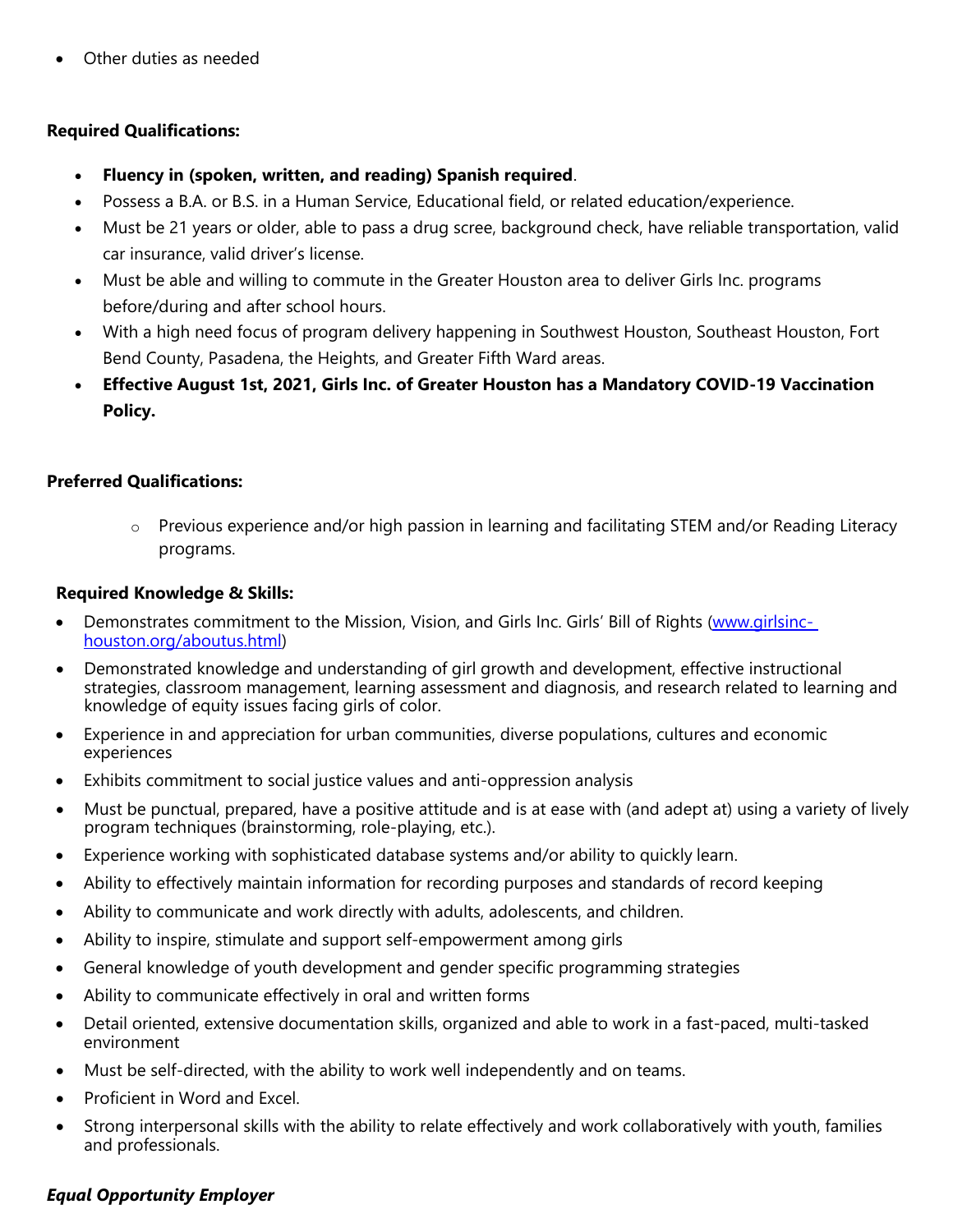- Other duties as needed

**Required Qualifications:**

- **Fluency in (spoken, written, and reading) Spanish required**.
- Possess a B.A. or B.S. in a Human Service, Educational field, or related education/experience.
- Must be 21 years or older, able to pass a drug scree, background check, have reliable transportation, valid car insurance, valid driver's license.
- Must be able and willing to commute in the Greater Houston area to deliver Girls Inc. programs before/during and after school hours.
- With a high need focus of program delivery happening in Southwest Houston, Southeast Houston, Fort Bend County, Pasadena, the Heights, and Greater Fifth Ward areas.
- **Effective August 1st, 2021, Girls Inc. of Greater Houston has a Mandatory COVID-19 Vaccination Policy.**

**Preferred Qualifications:**

- Previous experience and/or high passion in learning and facilitating STEM and/or Reading Literacy programs.

**Required Knowledge & Skills:**

- Demonstrates commitment to the Mission, Vision, and Girls Inc. Girls' Bill of Rights (www.girlsinc-houston.org/aboutus.html)
- Demonstrated knowledge and understanding of girl growth and development, effective instructional strategies, classroom management, learning assessment and diagnosis, and research related to learning and knowledge of equity issues facing girls of color.
- Experience in and appreciation for urban communities, diverse populations, cultures and economic experiences
- Exhibits commitment to social justice values and anti-oppression analysis
- Must be punctual, prepared, have a positive attitude and is at ease with (and adept at) using a variety of lively program techniques (brainstorming, role-playing, etc.).
- Experience working with sophisticated database systems and/or ability to quickly learn.
- Ability to effectively maintain information for recording purposes and standards of record keeping
- Ability to communicate and work directly with adults, adolescents, and children.
- Ability to inspire, stimulate and support self-empowerment among girls
- General knowledge of youth development and gender specific programming strategies
- Ability to communicate effectively in oral and written forms
- Detail oriented, extensive documentation skills, organized and able to work in a fast-paced, multi-tasked environment
- Must be self-directed, with the ability to work well independently and on teams.
- Proficient in Word and Excel.
- Strong interpersonal skills with the ability to relate effectively and work collaboratively with youth, families and professionals.

***Equal Opportunity Employer***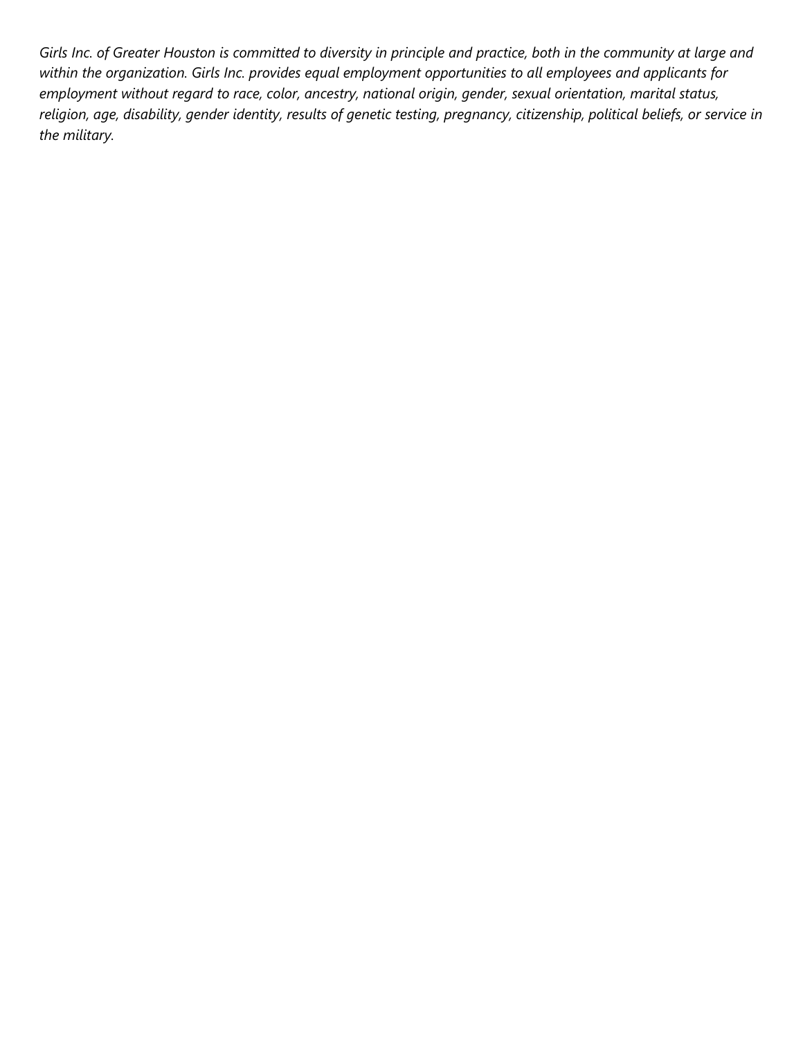*Girls Inc. of Greater Houston is committed to diversity in principle and practice, both in the community at large and within the organization. Girls Inc. provides equal employment opportunities to all employees and applicants for employment without regard to race, color, ancestry, national origin, gender, sexual orientation, marital status, religion, age, disability, gender identity, results of genetic testing, pregnancy, citizenship, political beliefs, or service in the military.*